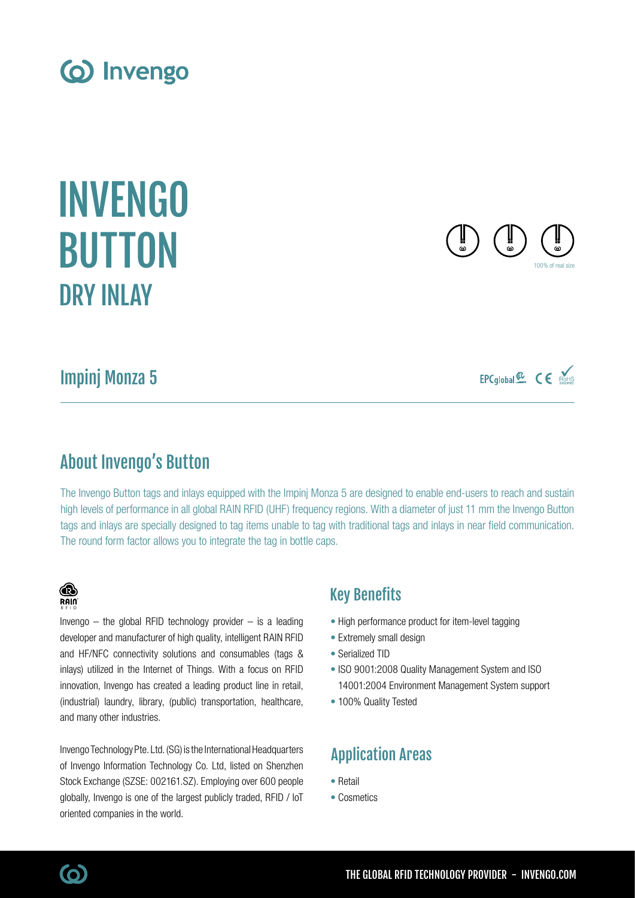# INVENGO BUTTON
## DRY INLAY

100% of real size

## Impinj Monza 5

EPCglobal CE RoHS

## About Invengo's Button

The Invengo Button tags and inlays equipped with the Impinj Monza 5 are designed to enable end-users to reach and sustain high levels of performance in all global RAIN RFID (UHF) frequency regions. With a diameter of just 11 mm the Invengo Button tags and inlays are specially designed to tag items unable to tag with traditional tags and inlays in near field communication. The round form factor allows you to integrate the tag in bottle caps.

RAIN RFID

Invengo – the global RFID technology provider – is a leading developer and manufacturer of high quality, intelligent RAIN RFID and HF/NFC connectivity solutions and consumables (tags & inlays) utilized in the Internet of Things. With a focus on RFID innovation, Invengo has created a leading product line in retail, (industrial) laundry, library, (public) transportation, healthcare, and many other industries.

Invengo Technology Pte. Ltd. (SG) is the International Headquarters of Invengo Information Technology Co. Ltd, listed on Shenzhen Stock Exchange (SZSE: 002161.SZ). Employing over 600 people globally, Invengo is one of the largest publicly traded, RFID / IoT oriented companies in the world.

## Key Benefits

- High performance product for item-level tagging
- Extremely small design
- Serialized TID
- ISO 9001:2008 Quality Management System and ISO 14001:2004 Environment Management System support
- 100% Quality Tested

## Application Areas

- Retail
- Cosmetics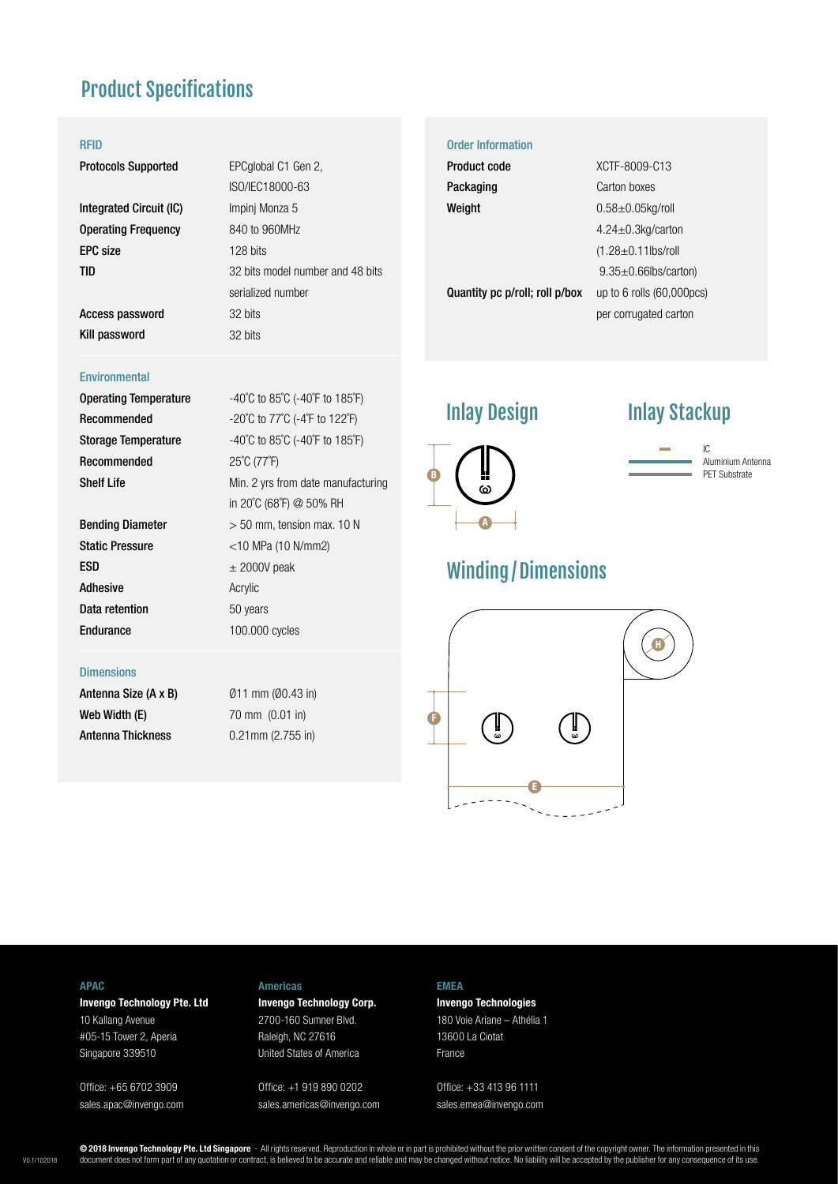# Product Specifications

### RFID

| | |
|---|---|
| **Protocols Supported** | EPCglobal C1 Gen 2, ISO/IEC18000-63 |
| **Integrated Circuit (IC)** | Impinj Monza 5 |
| **Operating Frequency** | 840 to 960MHz |
| **EPC size** | 128 bits |
| **TID** | 32 bits model number and 48 bits serialized number |
| **Access password** | 32 bits |
| **Kill password** | 32 bits |

### Environmental

| | |
|---|---|
| **Operating Temperature** | -40˚C to 85˚C (-40˚F to 185˚F) |
| **Recommended** | -20˚C to 77˚C (-4˚F to 122˚F) |
| **Storage Temperature** | -40˚C to 85˚C (-40˚F to 185˚F) |
| **Recommended** | 25˚C (77˚F) |
| **Shelf Life** | Min. 2 yrs from date manufacturing in 20˚C (68˚F) @ 50% RH |
| **Bending Diameter** | > 50 mm, tension max. 10 N |
| **Static Pressure** | <10 MPa (10 N/mm2) |
| **ESD** | ± 2000V peak |
| **Adhesive** | Acrylic |
| **Data retention** | 50 years |
| **Endurance** | 100.000 cycles |

### Dimensions

| | |
|---|---|
| **Antenna Size (A x B)** | Ø11 mm (Ø0.43 in) |
| **Web Width (E)** | 70 mm (0.01 in) |
| **Antenna Thickness** | 0.21mm (2.755 in) |

### Order Information

| | |
|---|---|
| **Product code** | XCTF-8009-C13 |
| **Packaging** | Carton boxes |
| **Weight** | 0.58±0.05kg/roll<br>4.24±0.3kg/carton<br>(1.28±0.11lbs/roll<br>9.35±0.66lbs/carton) |
| **Quantity pc p/roll; roll p/box** | up to 6 rolls (60,000pcs) per corrugated carton |

## Inlay Design

B

A

## Inlay Stackup

IC

Aluminium Antenna

PET Substrate

## Winding / Dimensions

H

F

E

**APAC**

**Invengo Technology Pte. Ltd**
10 Kallang Avenue
#05-15 Tower 2, Aperia
Singapore 339510

Office: +65 6702 3909
sales.apac@invengo.com

**Americas**

**Invengo Technology Corp.**
2700-160 Sumner Blvd.
Raleigh, NC 27616
United States of America

Office: +1 919 890 0202
sales.americas@invengo.com

**EMEA**

**Invengo Technologies**
180 Voie Ariane – Athélia 1
13600 La Ciotat
France

Office: +33 413 96 1111
sales.emea@invengo.com

**© 2018 Invengo Technology Pte. Ltd Singapore** - All rights reserved. Reproduction in whole or in part is prohibited without the prior written consent of the copyright owner. The information presented in this document does not form part of any quotation or contract, is believed to be accurate and reliable and may be changed without notice. No liability will be accepted by the publisher for any consequence of its use.

V0.1/102018